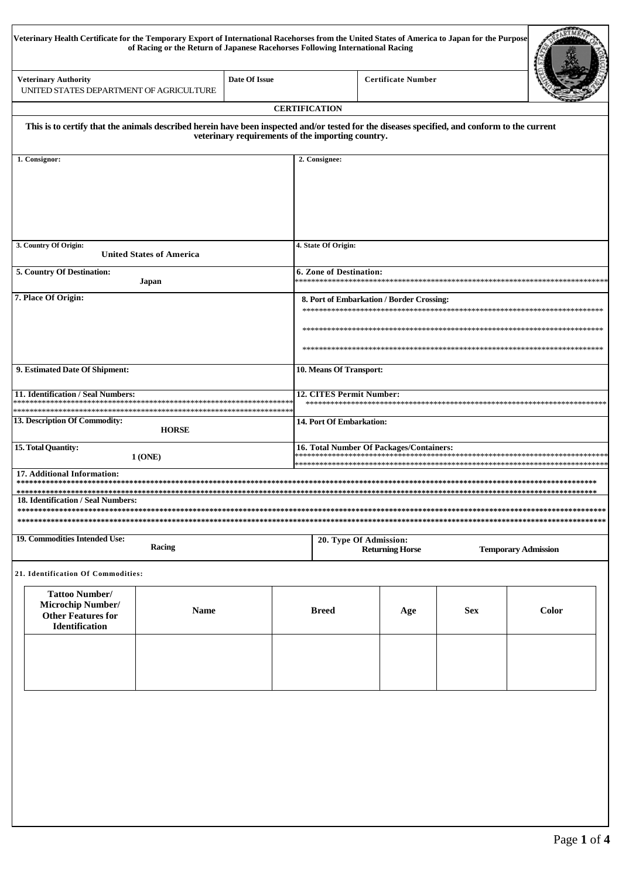# Veterinary Health Certificate for the Temporary Export of International Racehorses from the United States of America to Japan for the Purpose of Racing or the Return of Japanese Racehorses Following International Racing

| Veterinary Authority | Date Of Issue | Certificate Number |
|---|---|---|
| UNITED STATES DEPARTMENT OF AGRICULTURE | | |

## CERTIFICATION

**This is to certify that the animals described herein have been inspected and/or tested for the diseases specified, and conform to the current veterinary requirements of the importing country.**

| | |
|---|---|
| **1. Consignor:** | **2. Consignee:** |
| **3. Country Of Origin:** United States of America | **4. State Of Origin:** |
| **5. Country Of Destination:** Japan | **6. Zone of Destination:** ******************** |
| **7. Place Of Origin:** | **8. Port of Embarkation / Border Crossing:** ******************** |
| **9. Estimated Date Of Shipment:** | **10. Means Of Transport:** |
| **11. Identification / Seal Numbers:** ******************** | **12. CITES Permit Number:** ******************** |
| **13. Description Of Commodity:** HORSE | **14. Port Of Embarkation:** |
| **15. Total Quantity:** 1 (ONE) | **16. Total Number Of Packages/Containers:** ******************** |

**17. Additional Information:**
********************

**18. Identification / Seal Numbers:**
********************

| | |
|---|---|
| **19. Commodities Intended Use:** Racing | **20. Type Of Admission:** Returning Horse &nbsp;&nbsp; Temporary Admission |

**21. Identification Of Commodities:**

| Tattoo Number/ Microchip Number/ Other Features for Identification | Name | Breed | Age | Sex | Color |
|---|---|---|---|---|---|
| | | | | | |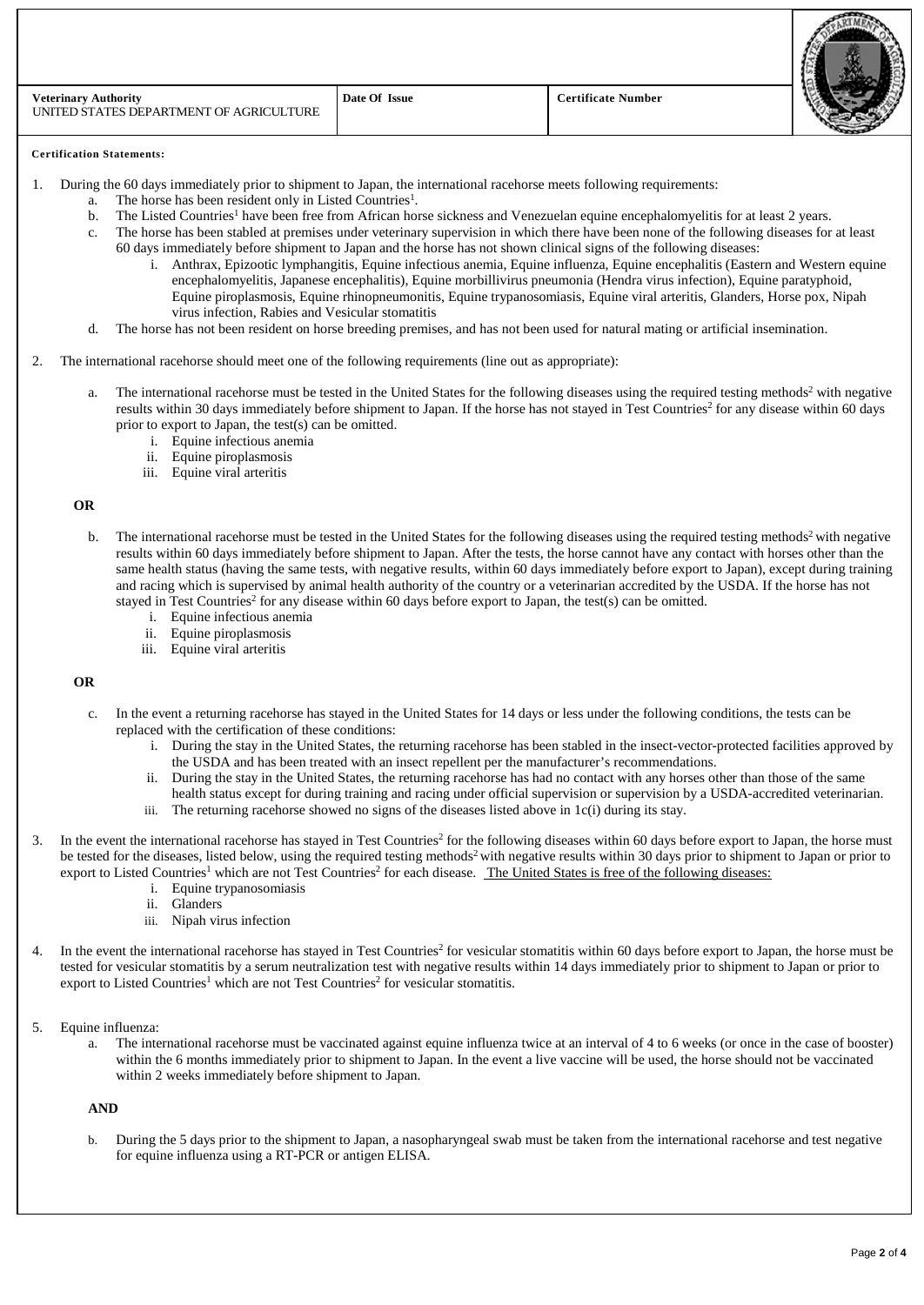| Veterinary Authority UNITED STATES DEPARTMENT OF AGRICULTURE | Date Of Issue | Certificate Number |
|---|---|---|

**Certification Statements:**

1. During the 60 days immediately prior to shipment to Japan, the international racehorse meets following requirements:
   a. The horse has been resident only in Listed Countries[1].
   b. The Listed Countries[1] have been free from African horse sickness and Venezuelan equine encephalomyelitis for at least 2 years.
   c. The horse has been stabled at premises under veterinary supervision in which there have been none of the following diseases for at least 60 days immediately before shipment to Japan and the horse has not shown clinical signs of the following diseases:
      i. Anthrax, Epizootic lymphangitis, Equine infectious anemia, Equine influenza, Equine encephalitis (Eastern and Western equine encephalomyelitis, Japanese encephalitis), Equine morbillivirus pneumonia (Hendra virus infection), Equine paratyphoid, Equine piroplasmosis, Equine rhinopneumonitis, Equine trypanosomiasis, Equine viral arteritis, Glanders, Horse pox, Nipah virus infection, Rabies and Vesicular stomatitis
   d. The horse has not been resident on horse breeding premises, and has not been used for natural mating or artificial insemination.

2. The international racehorse should meet one of the following requirements (line out as appropriate):

   a. The international racehorse must be tested in the United States for the following diseases using the required testing methods[2] with negative results within 30 days immediately before shipment to Japan. If the horse has not stayed in Test Countries[2] for any disease within 60 days prior to export to Japan, the test(s) can be omitted.
      i. Equine infectious anemia
      ii. Equine piroplasmosis
      iii. Equine viral arteritis

   **OR**

   b. The international racehorse must be tested in the United States for the following diseases using the required testing methods[2] with negative results within 60 days immediately before shipment to Japan. After the tests, the horse cannot have any contact with horses other than the same health status (having the same tests, with negative results, within 60 days immediately before export to Japan), except during training and racing which is supervised by animal health authority of the country or a veterinarian accredited by the USDA. If the horse has not stayed in Test Countries[2] for any disease within 60 days before export to Japan, the test(s) can be omitted.
      i. Equine infectious anemia
      ii. Equine piroplasmosis
      iii. Equine viral arteritis

   **OR**

   c. In the event a returning racehorse has stayed in the United States for 14 days or less under the following conditions, the tests can be replaced with the certification of these conditions:
      i. During the stay in the United States, the returning racehorse has been stabled in the insect-vector-protected facilities approved by the USDA and has been treated with an insect repellent per the manufacturer's recommendations.
      ii. During the stay in the United States, the returning racehorse has had no contact with any horses other than those of the same health status except for during training and racing under official supervision or supervision by a USDA-accredited veterinarian.
      iii. The returning racehorse showed no signs of the diseases listed above in 1c(i) during its stay.

3. In the event the international racehorse has stayed in Test Countries[2] for the following diseases within 60 days before export to Japan, the horse must be tested for the diseases, listed below, using the required testing methods[2] with negative results within 30 days prior to shipment to Japan or prior to export to Listed Countries[1] which are not Test Countries[2] for each disease. The United States is free of the following diseases:
   i. Equine trypanosomiasis
   ii. Glanders
   iii. Nipah virus infection

4. In the event the international racehorse has stayed in Test Countries[2] for vesicular stomatitis within 60 days before export to Japan, the horse must be tested for vesicular stomatitis by a serum neutralization test with negative results within 14 days immediately prior to shipment to Japan or prior to export to Listed Countries[1] which are not Test Countries[2] for vesicular stomatitis.

5. Equine influenza:
   a. The international racehorse must be vaccinated against equine influenza twice at an interval of 4 to 6 weeks (or once in the case of booster) within the 6 months immediately prior to shipment to Japan. In the event a live vaccine will be used, the horse should not be vaccinated within 2 weeks immediately before shipment to Japan.

   **AND**

   b. During the 5 days prior to the shipment to Japan, a nasopharyngeal swab must be taken from the international racehorse and test negative for equine influenza using a RT-PCR or antigen ELISA.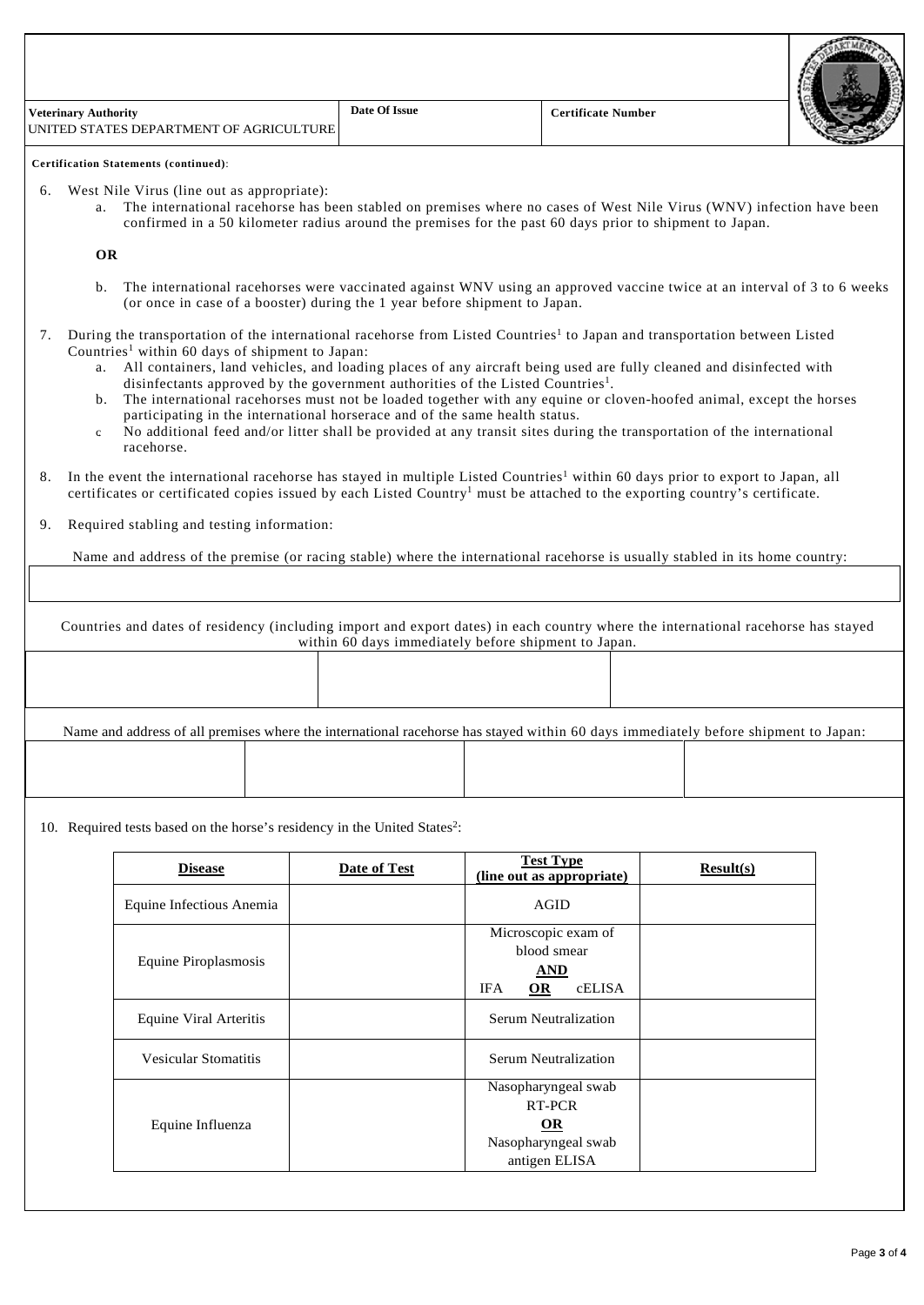| Veterinary Authority | Date Of Issue | Certificate Number |
| --- | --- | --- |
| UNITED STATES DEPARTMENT OF AGRICULTURE | | |

**Certification Statements (continued)**:

6. West Nile Virus (line out as appropriate):
   a. The international racehorse has been stabled on premises where no cases of West Nile Virus (WNV) infection have been confirmed in a 50 kilometer radius around the premises for the past 60 days prior to shipment to Japan.

   **OR**

   b. The international racehorses were vaccinated against WNV using an approved vaccine twice at an interval of 3 to 6 weeks (or once in case of a booster) during the 1 year before shipment to Japan.

7. During the transportation of the international racehorse from Listed Countries[1] to Japan and transportation between Listed Countries[1] within 60 days of shipment to Japan:
   a. All containers, land vehicles, and loading places of any aircraft being used are fully cleaned and disinfected with disinfectants approved by the government authorities of the Listed Countries[1].
   b. The international racehorses must not be loaded together with any equine or cloven-hoofed animal, except the horses participating in the international horserace and of the same health status.
   c No additional feed and/or litter shall be provided at any transit sites during the transportation of the international racehorse.

8. In the event the international racehorse has stayed in multiple Listed Countries[1] within 60 days prior to export to Japan, all certificates or certificated copies issued by each Listed Country[1] must be attached to the exporting country's certificate.

9. Required stabling and testing information:

Name and address of the premise (or racing stable) where the international racehorse is usually stabled in its home country:

| |
| --- |
| |

Countries and dates of residency (including import and export dates) in each country where the international racehorse has stayed within 60 days immediately before shipment to Japan.

| | | |
| --- | --- | --- |
| | | |

Name and address of all premises where the international racehorse has stayed within 60 days immediately before shipment to Japan:

| | | | |
| --- | --- | --- | --- |
| | | | |

10. Required tests based on the horse's residency in the United States[2]:

| Disease | Date of Test | Test Type (line out as appropriate) | Result(s) |
| --- | --- | --- | --- |
| Equine Infectious Anemia | | AGID | |
| Equine Piroplasmosis | | Microscopic exam of blood smear **AND** IFA **OR** cELISA | |
| Equine Viral Arteritis | | Serum Neutralization | |
| Vesicular Stomatitis | | Serum Neutralization | |
| Equine Influenza | | Nasopharyngeal swab RT-PCR **OR** Nasopharyngeal swab antigen ELISA | |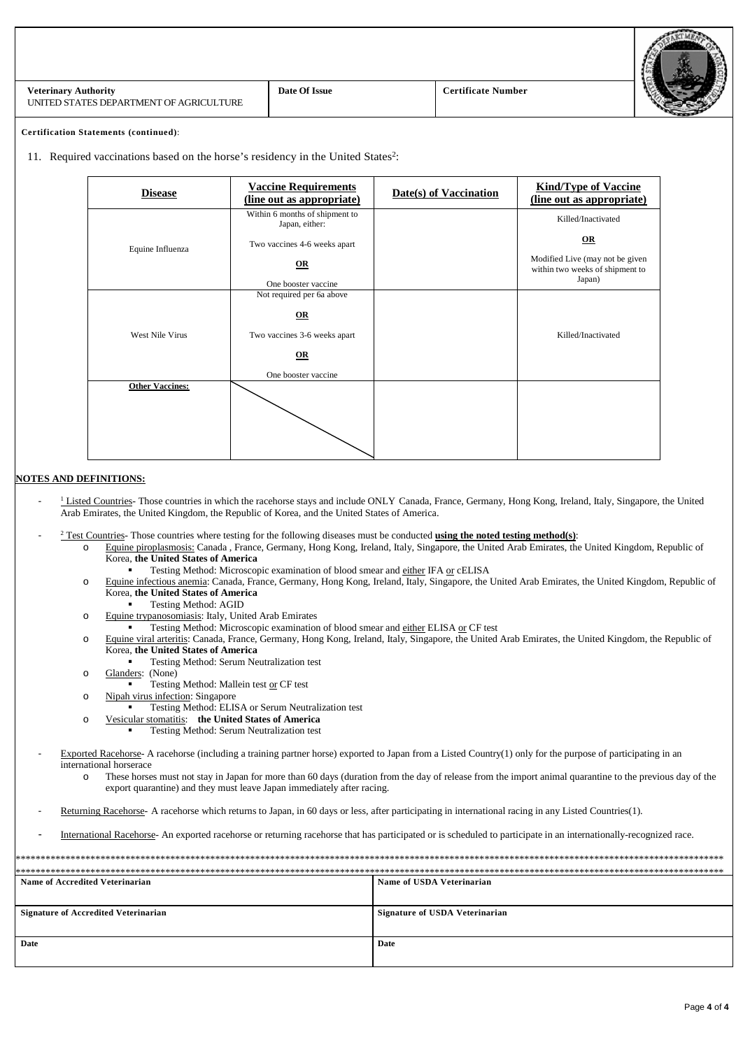| Veterinary Authority | Date Of Issue | Certificate Number |
|---|---|---|
| UNITED STATES DEPARTMENT OF AGRICULTURE | | |

**Certification Statements (continued)**:

11. Required vaccinations based on the horse's residency in the United States[2]:

| Disease | Vaccine Requirements (line out as appropriate) | Date(s) of Vaccination | Kind/Type of Vaccine (line out as appropriate) |
|---|---|---|---|
| Equine Influenza | Within 6 months of shipment to Japan, either: Two vaccines 4-6 weeks apart **OR** One booster vaccine | | Killed/Inactivated **OR** Modified Live (may not be given within two weeks of shipment to Japan) |
| West Nile Virus | Not required per 6a above **OR** Two vaccines 3-6 weeks apart **OR** One booster vaccine | | Killed/Inactivated |
| **Other Vaccines:** | | | |

**NOTES AND DEFINITIONS:**

- [1] Listed Countries- Those countries in which the racehorse stays and include ONLY Canada, France, Germany, Hong Kong, Ireland, Italy, Singapore, the United Arab Emirates, the United Kingdom, the Republic of Korea, and the United States of America.

- [2] Test Countries- Those countries where testing for the following diseases must be conducted **using the noted testing method(s)**:
  - Equine piroplasmosis: Canada , France, Germany, Hong Kong, Ireland, Italy, Singapore, the United Arab Emirates, the United Kingdom, Republic of Korea, **the United States of America**
    - Testing Method: Microscopic examination of blood smear and either IFA or cELISA
  - Equine infectious anemia: Canada, France, Germany, Hong Kong, Ireland, Italy, Singapore, the United Arab Emirates, the United Kingdom, Republic of Korea, **the United States of America**
    - Testing Method: AGID
  - Equine trypanosomiasis: Italy, United Arab Emirates
    - Testing Method: Microscopic examination of blood smear and either ELISA or CF test
  - Equine viral arteritis: Canada, France, Germany, Hong Kong, Ireland, Italy, Singapore, the United Arab Emirates, the United Kingdom, the Republic of Korea, **the United States of America**
    - Testing Method: Serum Neutralization test
  - Glanders: (None)
    - Testing Method: Mallein test or CF test
  - Nipah virus infection: Singapore
    - Testing Method: ELISA or Serum Neutralization test
  - Vesicular stomatitis: **the United States of America**
    - Testing Method: Serum Neutralization test

- Exported Racehorse- A racehorse (including a training partner horse) exported to Japan from a Listed Country(1) only for the purpose of participating in an international horserace
  - These horses must not stay in Japan for more than 60 days (duration from the day of release from the import animal quarantine to the previous day of the export quarantine) and they must leave Japan immediately after racing.

- Returning Racehorse- A racehorse which returns to Japan, in 60 days or less, after participating in international racing in any Listed Countries(1).

- International Racehorse- An exported racehorse or returning racehorse that has participated or is scheduled to participate in an internationally-recognized race.

| Name of Accredited Veterinarian | Name of USDA Veterinarian |
|---|---|
| **Signature of Accredited Veterinarian** | **Signature of USDA Veterinarian** |
| **Date** | **Date** |